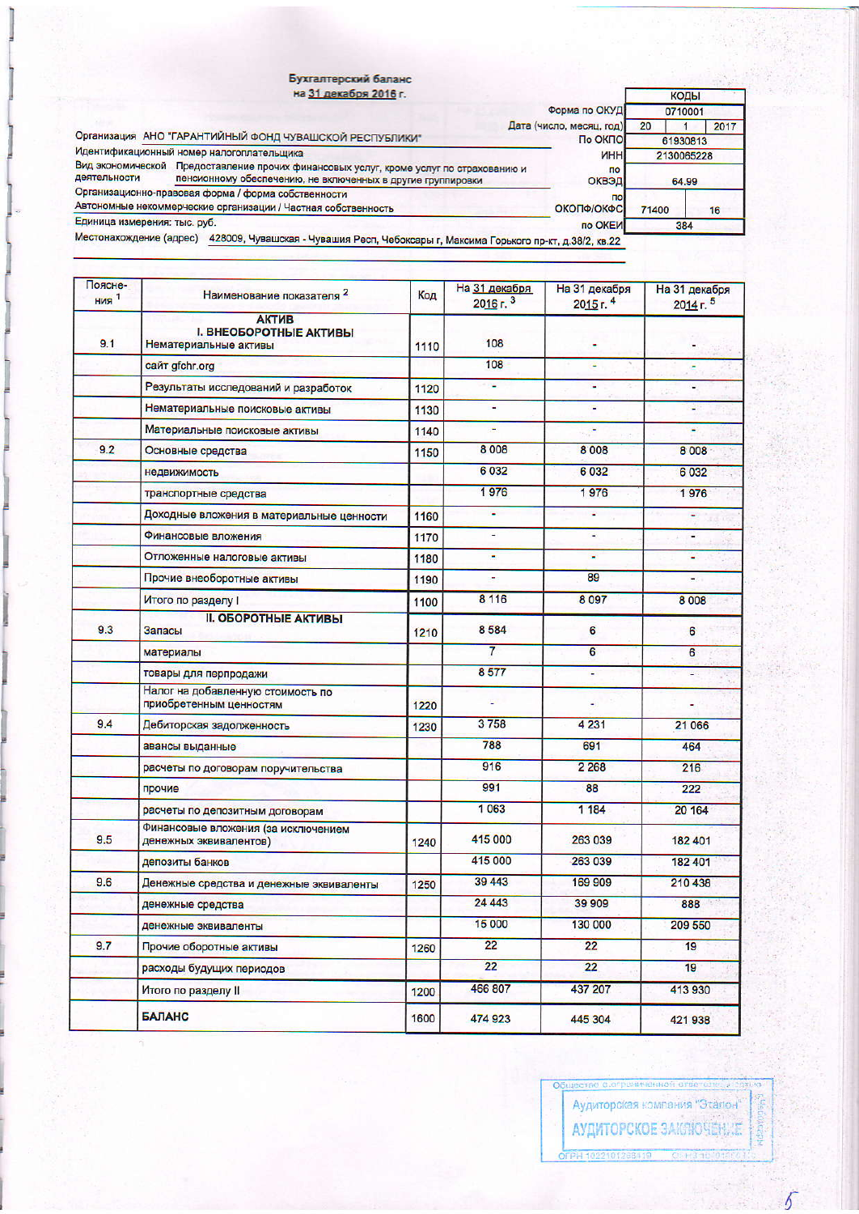**Бухгалтерский баланс**
**на 31 декабря 2016 г.**

| | | КОДЫ | | |
|---|---|---|---|---|
| | Форма по ОКУД | 0710001 | | |
| | Дата (число, месяц, год) | 20 | 1 | 2017 |
| Организация АНО "ГАРАНТИЙНЫЙ ФОНД ЧУВАШСКОЙ РЕСПУБЛИКИ" | По ОКПО | 61930813 | | |
| Идентификационный номер налогоплательщика | ИНН | 2130065228 | | |
| Вид экономической деятельности Предоставление прочих финансовых услуг, кроме услуг по страхованию и пенсионному обеспечению, не включенных в другие группировки | по ОКВЭД | 64.99 | | |
| Организационно-правовая форма / форма собственности Автономные некоммерческие организации / Частная собственность | по ОКОПФ/ОКФС | 71400 | 16 | |
| Единица измерения: тыс. руб. | по ОКЕИ | 384 | | |

Местонахождение (адрес) 428009, Чувашская - Чувашия Респ, Чебоксары г, Максима Горького пр-кт, д.38/2, кв.22

| Пояснения [1] | Наименование показателя [2] | Код | На 31 декабря 2016 г. [3] | На 31 декабря 2015 г. [4] | На 31 декабря 2014 г. [5] |
|---|---|---|---|---|---|
| | **АКТИВ** | | | | |
| | **I. ВНЕОБОРОТНЫЕ АКТИВЫ** | | | | |
| 9.1 | Нематериальные активы | 1110 | 108 | - | - |
| | сайт gfchr.org | | 108 | - | - |
| | Результаты исследований и разработок | 1120 | - | - | - |
| | Нематериальные поисковые активы | 1130 | - | - | - |
| | Материальные поисковые активы | 1140 | - | - | - |
| 9.2 | Основные средства | 1150 | 8 008 | 8 008 | 8 008 |
| | недвижимость | | 6 032 | 6 032 | 6 032 |
| | транспортные средства | | 1 976 | 1 976 | 1 976 |
| | Доходные вложения в материальные ценности | 1160 | - | - | - |
| | Финансовые вложения | 1170 | - | - | - |
| | Отложенные налоговые активы | 1180 | - | - | - |
| | Прочие внеоборотные активы | 1190 | - | 89 | - |
| | Итого по разделу I | 1100 | 8 116 | 8 097 | 8 008 |
| | **II. ОБОРОТНЫЕ АКТИВЫ** | | | | |
| 9.3 | Запасы | 1210 | 8 584 | 6 | 6 |
| | материалы | | 7 | 6 | 6 |
| | товары для перпродажи | | 8 577 | - | - |
| | Налог на добавленную стоимость по приобретенным ценностям | 1220 | - | - | - |
| 9.4 | Дебиторская задолженность | 1230 | 3 758 | 4 231 | 21 066 |
| | авансы выданные | | 788 | 691 | 464 |
| | расчеты по договорам поручительства | | 916 | 2 268 | 216 |
| | прочие | | 991 | 88 | 222 |
| | расчеты по депозитным договорам | | 1 063 | 1 184 | 20 164 |
| 9.5 | Финансовые вложения (за исключением денежных эквивалентов) | 1240 | 415 000 | 263 039 | 182 401 |
| | депозиты банков | | 415 000 | 263 039 | 182 401 |
| 9.6 | Денежные средства и денежные эквиваленты | 1250 | 39 443 | 169 909 | 210 438 |
| | денежные средства | | 24 443 | 39 909 | 888 |
| | денежные эквиваленты | | 15 000 | 130 000 | 209 550 |
| 9.7 | Прочие оборотные активы | 1260 | 22 | 22 | 19 |
| | расходы будущих периодов | | 22 | 22 | 19 |
| | Итого по разделу II | 1200 | 466 807 | 437 207 | 413 930 |
| | **БАЛАНС** | 1600 | 474 923 | 445 304 | 421 938 |

Общество с ограниченной ответственностью Аудиторская компания "Эталон" АУДИТОРСКОЕ ЗАКЛЮЧЕНИЕ ОГРН 1022101268419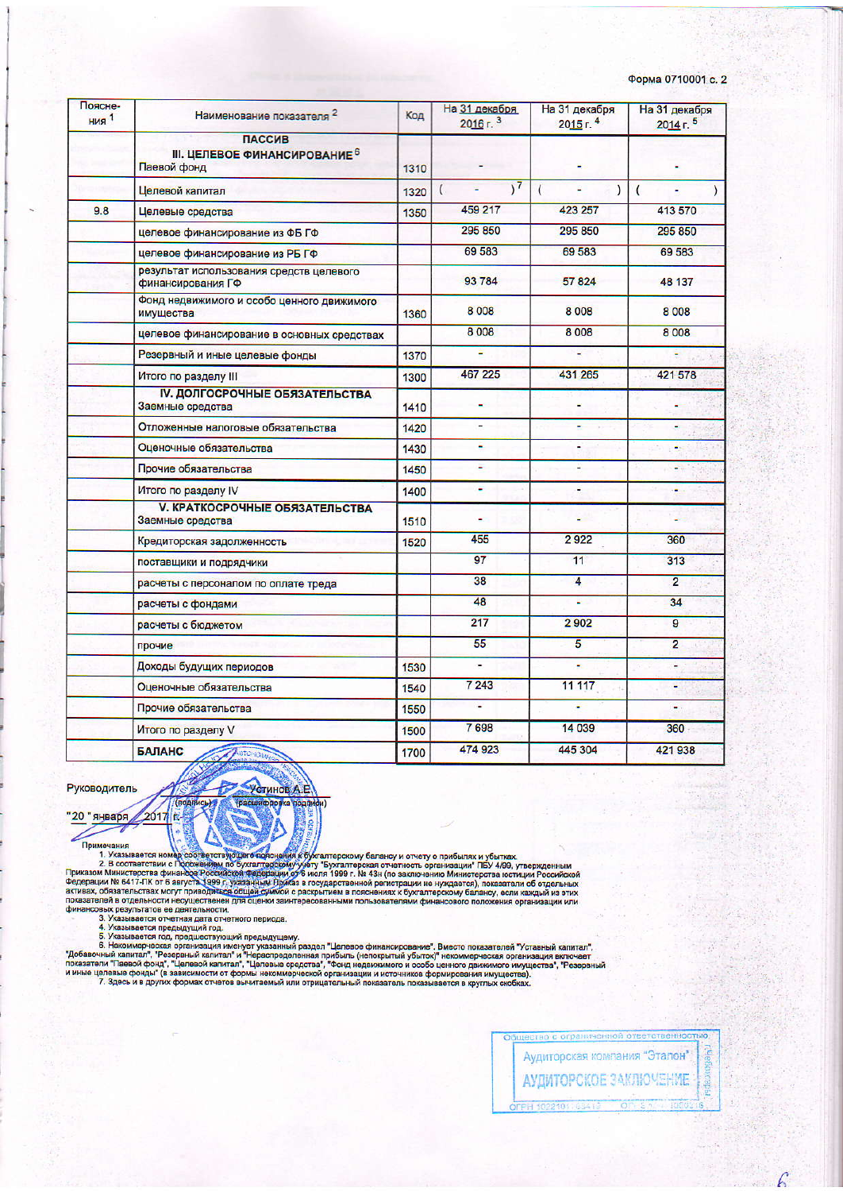Форма 0710001 с. 2

| Поясне-ния [1] | Наименование показателя [2] | Код | На 31 декабря 2016 г. [3] | На 31 декабря 2015 г. [4] | На 31 декабря 2014 г. [5] |
|---|---|---|---|---|---|
| | **ПАССИВ** **III. ЦЕЛЕВОЕ ФИНАНСИРОВАНИЕ** [6] Паевой фонд | 1310 | - | - | - |
| | Целевой капитал | 1320 | ( - ) [7] | ( - ) | ( - ) |
| 9.8 | Целевые средства | 1350 | 459 217 | 423 257 | 413 570 |
| | целевое финансирование из ФБ ГФ | | 295 850 | 295 850 | 295 850 |
| | целевое финансирование из РБ ГФ | | 69 583 | 69 583 | 69 583 |
| | результат использования средств целевого финансирования ГФ | | 93 784 | 57 824 | 48 137 |
| | Фонд недвижимого и особо ценного движимого имущества | 1360 | 8 008 | 8 008 | 8 008 |
| | целевое финансирование в основных средствах | | 8 008 | 8 008 | 8 008 |
| | Резервный и иные целевые фонды | 1370 | - | - | - |
| | Итого по разделу III | 1300 | 467 225 | 431 265 | 421 578 |
| | **IV. ДОЛГОСРОЧНЫЕ ОБЯЗАТЕЛЬСТВА** Заемные средства | 1410 | - | - | - |
| | Отложенные налоговые обязательства | 1420 | - | - | - |
| | Оценочные обязательства | 1430 | - | - | - |
| | Прочие обязательства | 1450 | - | - | - |
| | Итого по разделу IV | 1400 | - | - | - |
| | **V. КРАТКОСРОЧНЫЕ ОБЯЗАТЕЛЬСТВА** Заемные средства | 1510 | - | - | - |
| | Кредиторская задолженность | 1520 | 455 | 2 922 | 360 |
| | поставщики и подрядчики | | 97 | 11 | 313 |
| | расчеты с персоналом по оплате треда | | 38 | 4 | 2 |
| | расчеты с фондами | | 48 | - | 34 |
| | расчеты с бюджетом | | 217 | 2 902 | 9 |
| | прочие | | 55 | 5 | 2 |
| | Доходы будущих периодов | 1530 | - | - | - |
| | Оценочные обязательства | 1540 | 7 243 | 11 117 | - |
| | Прочие обязательства | 1550 | - | - | - |
| | Итого по разделу V | 1500 | 7 698 | 14 039 | 360 |
| | **БАЛАНС** | 1700 | 474 923 | 445 304 | 421 938 |

Руководитель ____________ Устинов А.Е.
(подпись) (расшифровка подписи)

"20" января 2017 г.

Примечания

1. Указывается номер соответствующего пояснения к бухгалтерскому балансу и отчету о прибылях и убытках.
2. В соответствии с Положением по бухгалтерскому учету "Бухгалтерская отчетность организации" ПБУ 4/99, утвержденным Приказом Министерства финансов Российской Федерации от 6 июля 1999 г. № 43н (по заключению Министерства юстиции Российской Федерации № 6417-ПК от 6 августа 1999 г. указанный Приказ в государственной регистрации не нуждается), показатели об отдельных активах, обязательствах могут приводиться общей суммой с раскрытием в пояснениях к бухгалтерскому балансу, если каждый из этих показателей в отдельности несущественен для оценки заинтересованными пользователями финансового положения организации или финансовых результатов ее деятельности.
3. Указывается отчетная дата отчетного периода.
4. Указывается предыдущий год.
5. Указывается год, предшествующий предыдущему.
6. Некоммерческая организация именует указанный раздел "Целевое финансирование". Вместо показателей "Уставный капитал", "Добавочный капитал", "Резервный капитал" и "Нераспределенная прибыль (непокрытый убыток)" некоммерческая организация включает показатели "Паевой фонд", "Целевой капитал", "Целевые средства", "Фонд недвижимого и особо ценного движимого имущества", "Резервный и иные целевые фонды" (в зависимости от формы некоммерческой организации и источников формирования имущества).
7. Здесь и в других формах отчетов вычитаемый или отрицательный показатель показывается в круглых скобках.

Общество с ограниченной ответственностью
Аудиторская компания "Эталон"
АУДИТОРСКОЕ ЗАКЛЮЧЕНИЕ